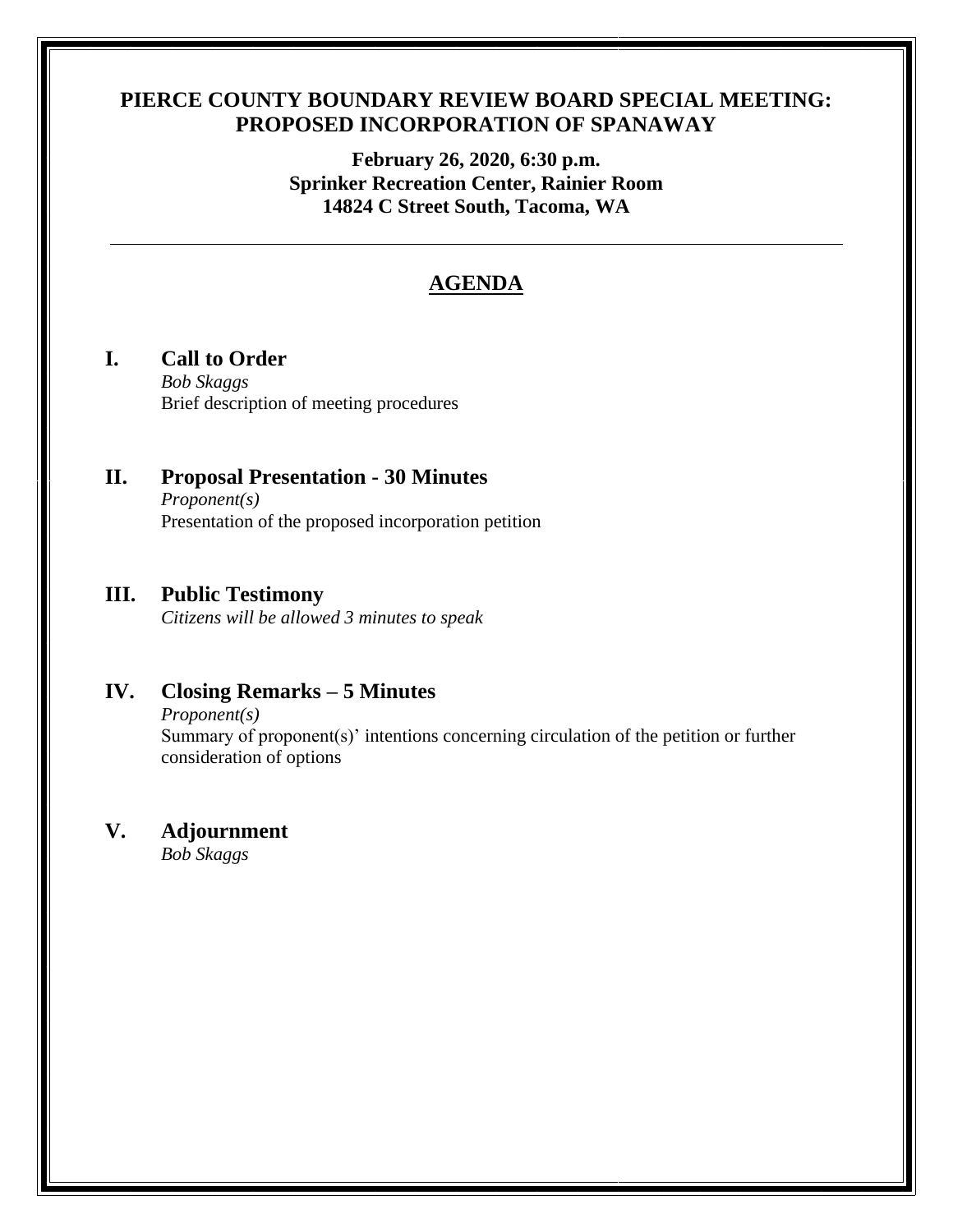# PIERCE COUNTY BOUNDARY REVIEW BOARD SPECIAL MEETING: PROPOSED INCORPORATION OF SPANAWAY

**February 26, 2020, 6:30 p.m.**
**Sprinker Recreation Center, Rainier Room**
**14824 C Street South, Tacoma, WA**

---

## AGENDA

### I. Call to Order

*Bob Skaggs*
Brief description of meeting procedures

### II. Proposal Presentation - 30 Minutes

*Proponent(s)*
Presentation of the proposed incorporation petition

### III. Public Testimony

*Citizens will be allowed 3 minutes to speak*

### IV. Closing Remarks – 5 Minutes

*Proponent(s)*
Summary of proponent(s)' intentions concerning circulation of the petition or further consideration of options

### V. Adjournment

*Bob Skaggs*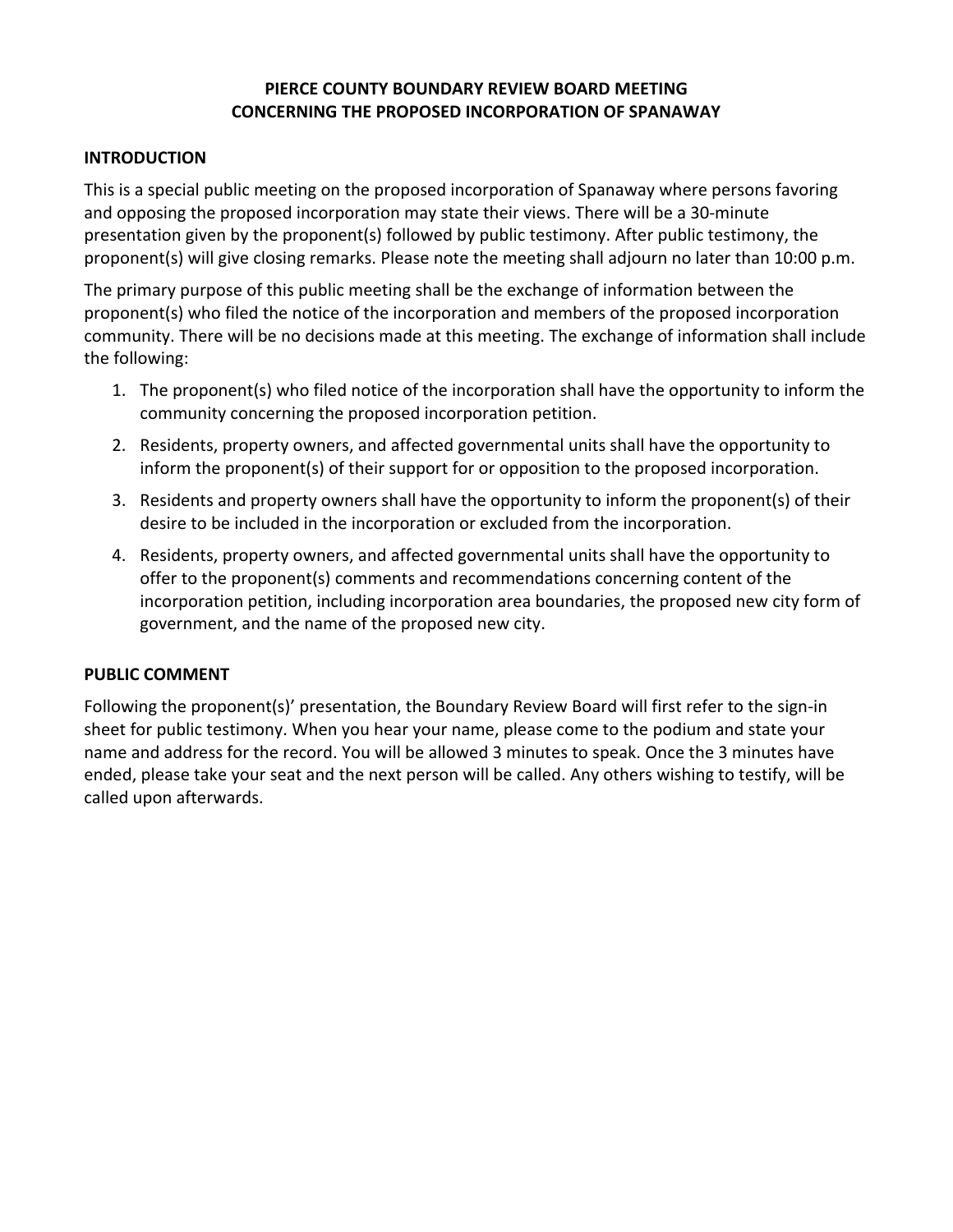# PIERCE COUNTY BOUNDARY REVIEW BOARD MEETING CONCERNING THE PROPOSED INCORPORATION OF SPANAWAY

## INTRODUCTION

This is a special public meeting on the proposed incorporation of Spanaway where persons favoring and opposing the proposed incorporation may state their views. There will be a 30-minute presentation given by the proponent(s) followed by public testimony. After public testimony, the proponent(s) will give closing remarks. Please note the meeting shall adjourn no later than 10:00 p.m.

The primary purpose of this public meeting shall be the exchange of information between the proponent(s) who filed the notice of the incorporation and members of the proposed incorporation community. There will be no decisions made at this meeting. The exchange of information shall include the following:

1. The proponent(s) who filed notice of the incorporation shall have the opportunity to inform the community concerning the proposed incorporation petition.
2. Residents, property owners, and affected governmental units shall have the opportunity to inform the proponent(s) of their support for or opposition to the proposed incorporation.
3. Residents and property owners shall have the opportunity to inform the proponent(s) of their desire to be included in the incorporation or excluded from the incorporation.
4. Residents, property owners, and affected governmental units shall have the opportunity to offer to the proponent(s) comments and recommendations concerning content of the incorporation petition, including incorporation area boundaries, the proposed new city form of government, and the name of the proposed new city.

## PUBLIC COMMENT

Following the proponent(s)' presentation, the Boundary Review Board will first refer to the sign-in sheet for public testimony. When you hear your name, please come to the podium and state your name and address for the record. You will be allowed 3 minutes to speak. Once the 3 minutes have ended, please take your seat and the next person will be called. Any others wishing to testify, will be called upon afterwards.